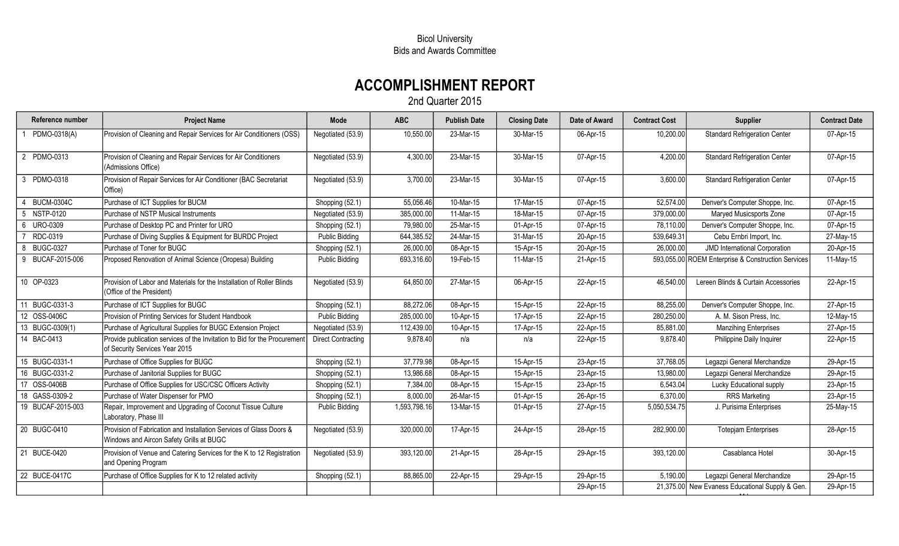Bicol University
Bids and Awards Committee

# ACCOMPLISHMENT REPORT

2nd Quarter 2015

| Reference number | Project Name | Mode | ABC | Publish Date | Closing Date | Date of Award | Contract Cost | Supplier | Contract Date |
|---|---|---|---|---|---|---|---|---|---|
| 1 PDMO-0318(A) | Provision of Cleaning and Repair Services for Air Conditioners (OSS) | Negotiated (53.9) | 10,550.00 | 23-Mar-15 | 30-Mar-15 | 06-Apr-15 | 10,200.00 | Standard Refrigeration Center | 07-Apr-15 |
| 2 PDMO-0313 | Provision of Cleaning and Repair Services for Air Conditioners (Admissions Office) | Negotiated (53.9) | 4,300.00 | 23-Mar-15 | 30-Mar-15 | 07-Apr-15 | 4,200.00 | Standard Refrigeration Center | 07-Apr-15 |
| 3 PDMO-0318 | Provision of Repair Services for Air Conditioner (BAC Secretariat Office) | Negotiated (53.9) | 3,700.00 | 23-Mar-15 | 30-Mar-15 | 07-Apr-15 | 3,600.00 | Standard Refrigeration Center | 07-Apr-15 |
| 4 BUCM-0304C | Purchase of ICT Supplies for BUCM | Shopping (52.1) | 55,056.46 | 10-Mar-15 | 17-Mar-15 | 07-Apr-15 | 52,574.00 | Denver's Computer Shoppe, Inc. | 07-Apr-15 |
| 5 NSTP-0120 | Purchase of NSTP Musical Instruments | Negotiated (53.9) | 385,000.00 | 11-Mar-15 | 18-Mar-15 | 07-Apr-15 | 379,000.00 | Maryed Musicsports Zone | 07-Apr-15 |
| 6 URO-0309 | Purchase of Desktop PC and Printer for URO | Shopping (52.1) | 79,980.00 | 25-Mar-15 | 01-Apr-15 | 07-Apr-15 | 78,110.00 | Denver's Computer Shoppe, Inc. | 07-Apr-15 |
| 7 RDC-0319 | Purchase of Diving Supplies & Equipment for BURDC Project | Public Bidding | 644,385.52 | 24-Mar-15 | 31-Mar-15 | 20-Apr-15 | 539,649.31 | Cebu Ernbri Import, Inc. | 27-May-15 |
| 8 BUGC-0327 | Purchase of Toner for BUGC | Shopping (52.1) | 26,000.00 | 08-Apr-15 | 15-Apr-15 | 20-Apr-15 | 26,000.00 | JMD International Corporation | 20-Apr-15 |
| 9 BUCAF-2015-006 | Proposed Renovation of Animal Science (Oropesa) Building | Public Bidding | 693,316.60 | 19-Feb-15 | 11-Mar-15 | 21-Apr-15 | 593,055.00 | ROEM Enterprise & Construction Services | 11-May-15 |
| 10 OP-0323 | Provision of Labor and Materials for the Installation of Roller Blinds (Office of the President) | Negotiated (53.9) | 64,850.00 | 27-Mar-15 | 06-Apr-15 | 22-Apr-15 | 46,540.00 | Lereen Blinds & Curtain Accessories | 22-Apr-15 |
| 11 BUGC-0331-3 | Purchase of ICT Supplies for BUGC | Shopping (52.1) | 88,272.06 | 08-Apr-15 | 15-Apr-15 | 22-Apr-15 | 88,255.00 | Denver's Computer Shoppe, Inc. | 27-Apr-15 |
| 12 OSS-0406C | Provision of Printing Services for Student Handbook | Public Bidding | 285,000.00 | 10-Apr-15 | 17-Apr-15 | 22-Apr-15 | 280,250.00 | A. M. Sison Press, Inc. | 12-May-15 |
| 13 BUGC-0309(1) | Purchase of Agricultural Supplies for BUGC Extension Project | Negotiated (53.9) | 112,439.00 | 10-Apr-15 | 17-Apr-15 | 22-Apr-15 | 85,881.00 | Manzihing Enterprises | 27-Apr-15 |
| 14 BAC-0413 | Provide publication services of the Invitation to Bid for the Procurement of Security Services Year 2015 | Direct Contracting | 9,878.40 | n/a | n/a | 22-Apr-15 | 9,878.40 | Philippine Daily Inquirer | 22-Apr-15 |
| 15 BUGC-0331-1 | Purchase of Office Supplies for BUGC | Shopping (52.1) | 37,779.98 | 08-Apr-15 | 15-Apr-15 | 23-Apr-15 | 37,768.05 | Legazpi General Merchandize | 29-Apr-15 |
| 16 BUGC-0331-2 | Purchase of Janitorial Supplies for BUGC | Shopping (52.1) | 13,986.68 | 08-Apr-15 | 15-Apr-15 | 23-Apr-15 | 13,980.00 | Legazpi General Merchandize | 29-Apr-15 |
| 17 OSS-0406B | Purchase of Office Supplies for USC/CSC Officers Activity | Shopping (52.1) | 7,384.00 | 08-Apr-15 | 15-Apr-15 | 23-Apr-15 | 6,543.04 | Lucky Educational supply | 23-Apr-15 |
| 18 GASS-0309-2 | Purchase of Water Dispenser for PMO | Shopping (52.1) | 8,000.00 | 26-Mar-15 | 01-Apr-15 | 26-Apr-15 | 6,370.00 | RRS Marketing | 23-Apr-15 |
| 19 BUCAF-2015-003 | Repair, Improvement and Upgrading of Coconut Tissue Culture Laboratory, Phase III | Public Bidding | 1,593,798.16 | 13-Mar-15 | 01-Apr-15 | 27-Apr-15 | 5,050,534.75 | J. Purisima Enterprises | 25-May-15 |
| 20 BUGC-0410 | Provision of Fabrication and Installation Services of Glass Doors & Windows and Aircon Safety Grills at BUGC | Negotiated (53.9) | 320,000.00 | 17-Apr-15 | 24-Apr-15 | 28-Apr-15 | 282,900.00 | Totepjam Enterprises | 28-Apr-15 |
| 21 BUCE-0420 | Provision of Venue and Catering Services for the K to 12 Registration and Opening Program | Negotiated (53.9) | 393,120.00 | 21-Apr-15 | 28-Apr-15 | 29-Apr-15 | 393,120.00 | Casablanca Hotel | 30-Apr-15 |
| 22 BUCE-0417C | Purchase of Office Supplies for K to 12 related activity | Shopping (52.1) | 88,865.00 | 22-Apr-15 | 29-Apr-15 | 29-Apr-15 | 5,190.00 | Legazpi General Merchandize | 29-Apr-15 |
| | | | | | | 29-Apr-15 | 21,375.00 | New Evaness Educational Supply & Gen. Mdse. | 29-Apr-15 |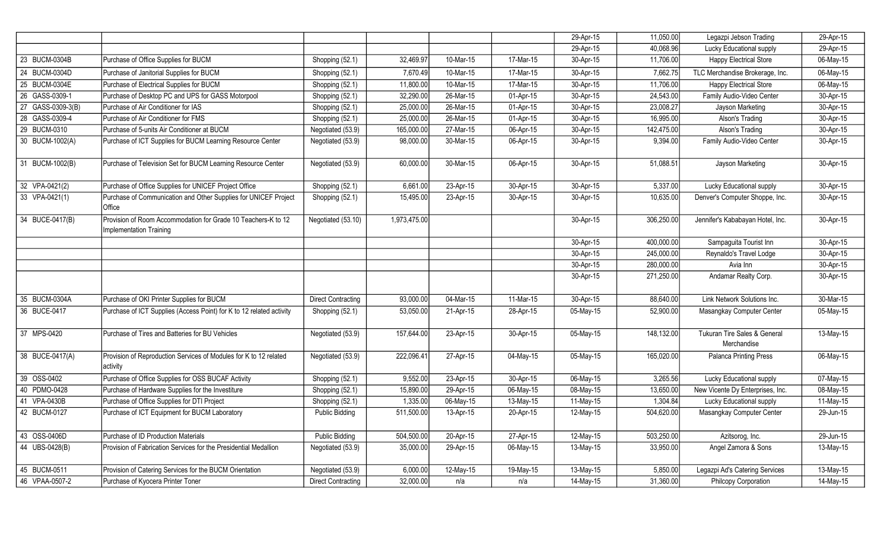| | | | | | | | | | |
|---|---|---|---|---|---|---|---|---|---|
| | | | | | | 29-Apr-15 | 11,050.00 | Legazpi Jebson Trading | 29-Apr-15 |
| | | | | | | 29-Apr-15 | 40,068.96 | Lucky Educational supply | 29-Apr-15 |
| 23 BUCM-0304B | Purchase of Office Supplies for BUCM | Shopping (52.1) | 32,469.97 | 10-Mar-15 | 17-Mar-15 | 30-Apr-15 | 11,706.00 | Happy Electrical Store | 06-May-15 |
| 24 BUCM-0304D | Purchase of Janitorial Supplies for BUCM | Shopping (52.1) | 7,670.49 | 10-Mar-15 | 17-Mar-15 | 30-Apr-15 | 7,662.75 | TLC Merchandise Brokerage, Inc. | 06-May-15 |
| 25 BUCM-0304E | Purchase of Electrical Supplies for BUCM | Shopping (52.1) | 11,800.00 | 10-Mar-15 | 17-Mar-15 | 30-Apr-15 | 11,706.00 | Happy Electrical Store | 06-May-15 |
| 26 GASS-0309-1 | Purchase of Desktop PC and UPS for GASS Motorpool | Shopping (52.1) | 32,290.00 | 26-Mar-15 | 01-Apr-15 | 30-Apr-15 | 24,543.00 | Family Audio-Video Center | 30-Apr-15 |
| 27 GASS-0309-3(B) | Purchase of Air Conditioner for IAS | Shopping (52.1) | 25,000.00 | 26-Mar-15 | 01-Apr-15 | 30-Apr-15 | 23,008.27 | Jayson Marketing | 30-Apr-15 |
| 28 GASS-0309-4 | Purchase of Air Conditioner for FMS | Shopping (52.1) | 25,000.00 | 26-Mar-15 | 01-Apr-15 | 30-Apr-15 | 16,995.00 | Alson's Trading | 30-Apr-15 |
| 29 BUCM-0310 | Purchase of 5-units Air Conditioner at BUCM | Negotiated (53.9) | 165,000.00 | 27-Mar-15 | 06-Apr-15 | 30-Apr-15 | 142,475.00 | Alson's Trading | 30-Apr-15 |
| 30 BUCM-1002(A) | Purchase of ICT Supplies for BUCM Learning Resource Center | Negotiated (53.9) | 98,000.00 | 30-Mar-15 | 06-Apr-15 | 30-Apr-15 | 9,394.00 | Family Audio-Video Center | 30-Apr-15 |
| 31 BUCM-1002(B) | Purchase of Television Set for BUCM Learning Resource Center | Negotiated (53.9) | 60,000.00 | 30-Mar-15 | 06-Apr-15 | 30-Apr-15 | 51,088.51 | Jayson Marketing | 30-Apr-15 |
| 32 VPA-0421(2) | Purchase of Office Supplies for UNICEF Project Office | Shopping (52.1) | 6,661.00 | 23-Apr-15 | 30-Apr-15 | 30-Apr-15 | 5,337.00 | Lucky Educational supply | 30-Apr-15 |
| 33 VPA-0421(1) | Purchase of Communication and Other Supplies for UNICEF Project Office | Shopping (52.1) | 15,495.00 | 23-Apr-15 | 30-Apr-15 | 30-Apr-15 | 10,635.00 | Denver's Computer Shoppe, Inc. | 30-Apr-15 |
| 34 BUCE-0417(B) | Provision of Room Accommodation for Grade 10 Teachers-K to 12 Implementation Training | Negotiated (53.10) | 1,973,475.00 | | | 30-Apr-15 | 306,250.00 | Jennifer's Kababayan Hotel, Inc. | 30-Apr-15 |
| | | | | | | 30-Apr-15 | 400,000.00 | Sampaguita Tourist Inn | 30-Apr-15 |
| | | | | | | 30-Apr-15 | 245,000.00 | Reynaldo's Travel Lodge | 30-Apr-15 |
| | | | | | | 30-Apr-15 | 280,000.00 | Avia Inn | 30-Apr-15 |
| | | | | | | 30-Apr-15 | 271,250.00 | Andamar Realty Corp. | 30-Apr-15 |
| 35 BUCM-0304A | Purchase of OKI Printer Supplies for BUCM | Direct Contracting | 93,000.00 | 04-Mar-15 | 11-Mar-15 | 30-Apr-15 | 88,640.00 | Link Network Solutions Inc. | 30-Mar-15 |
| 36 BUCE-0417 | Purchase of ICT Supplies (Access Point) for K to 12 related activity | Shopping (52.1) | 53,050.00 | 21-Apr-15 | 28-Apr-15 | 05-May-15 | 52,900.00 | Masangkay Computer Center | 05-May-15 |
| 37 MPS-0420 | Purchase of Tires and Batteries for BU Vehicles | Negotiated (53.9) | 157,644.00 | 23-Apr-15 | 30-Apr-15 | 05-May-15 | 148,132.00 | Tukuran Tire Sales & General Merchandise | 13-May-15 |
| 38 BUCE-0417(A) | Provision of Reproduction Services of Modules for K to 12 related activity | Negotiated (53.9) | 222,096.41 | 27-Apr-15 | 04-May-15 | 05-May-15 | 165,020.00 | Palanca Printing Press | 06-May-15 |
| 39 OSS-0402 | Purchase of Office Supplies for OSS BUCAF Activity | Shopping (52.1) | 9,552.00 | 23-Apr-15 | 30-Apr-15 | 06-May-15 | 3,265.56 | Lucky Educational supply | 07-May-15 |
| 40 PDMO-0428 | Purchase of Hardware Supplies for the Investiture | Shopping (52.1) | 15,890.00 | 29-Apr-15 | 06-May-15 | 08-May-15 | 13,650.00 | New Vicente Dy Enterprises, Inc. | 08-May-15 |
| 41 VPA-0430B | Purchase of Office Supplies for DTI Project | Shopping (52.1) | 1,335.00 | 06-May-15 | 13-May-15 | 11-May-15 | 1,304.84 | Lucky Educational supply | 11-May-15 |
| 42 BUCM-0127 | Purchase of ICT Equipment for BUCM Laboratory | Public Bidding | 511,500.00 | 13-Apr-15 | 20-Apr-15 | 12-May-15 | 504,620.00 | Masangkay Computer Center | 29-Jun-15 |
| 43 OSS-0406D | Purchase of ID Production Materials | Public Bidding | 504,500.00 | 20-Apr-15 | 27-Apr-15 | 12-May-15 | 503,250.00 | Azitsorog, Inc. | 29-Jun-15 |
| 44 UBS-0428(B) | Provision of Fabrication Services for the Presidential Medallion | Negotiated (53.9) | 35,000.00 | 29-Apr-15 | 06-May-15 | 13-May-15 | 33,950.00 | Angel Zamora & Sons | 13-May-15 |
| 45 BUCM-0511 | Provision of Catering Services for the BUCM Orientation | Negotiated (53.9) | 6,000.00 | 12-May-15 | 19-May-15 | 13-May-15 | 5,850.00 | Legazpi Ad's Catering Services | 13-May-15 |
| 46 VPAA-0507-2 | Purchase of Kyocera Printer Toner | Direct Contracting | 32,000.00 | n/a | n/a | 14-May-15 | 31,360.00 | Philcopy Corporation | 14-May-15 |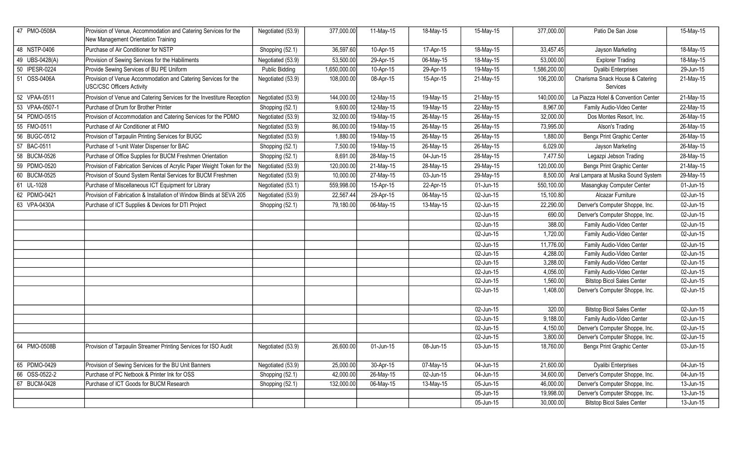| | | | | | | | | | |
|---|---|---|---|---|---|---|---|---|---|
| 47 PMO-0508A | Provision of Venue, Accommodation and Catering Services for the New Management Orientation Training | Negotiated (53.9) | 377,000.00 | 11-May-15 | 18-May-15 | 15-May-15 | 377,000.00 | Patio De San Jose | 15-May-15 |
| 48 NSTP-0406 | Purchase of Air Conditioner for NSTP | Shopping (52.1) | 36,597.60 | 10-Apr-15 | 17-Apr-15 | 18-May-15 | 33,457.45 | Jayson Marketing | 18-May-15 |
| 49 UBS-0428(A) | Provision of Sewing Services for the Habiliments | Negotiated (53.9) | 53,500.00 | 29-Apr-15 | 06-May-15 | 18-May-15 | 53,000.00 | Explorer Trading | 18-May-15 |
| 50 IPESR-0224 | Provide Sewing Services of BU PE Uniform | Public Bidding | 1,650,000.00 | 10-Apr-15 | 29-Apr-15 | 19-May-15 | 1,586,200.00 | Dyalibi Enterprises | 29-Jun-15 |
| 51 OSS-0406A | Provision of Venue Accommodation and Catering Services for the USC/CSC Officers Activity | Negotiated (53.9) | 108,000.00 | 08-Apr-15 | 15-Apr-15 | 21-May-15 | 106,200.00 | Charisma Snack House & Catering Services | 21-May-15 |
| 52 VPAA-0511 | Provision of Venue and Catering Services for the Investiture Reception | Negotiated (53.9) | 144,000.00 | 12-May-15 | 19-May-15 | 21-May-15 | 140,000.00 | La Piazza Hotel & Convention Center | 21-May-15 |
| 53 VPAA-0507-1 | Purchase of Drum for Brother Printer | Shopping (52.1) | 9,600.00 | 12-May-15 | 19-May-15 | 22-May-15 | 8,967.00 | Family Audio-Video Center | 22-May-15 |
| 54 PDMO-0515 | Provision of Accommodation and Catering Services for the PDMO | Negotiated (53.9) | 32,000.00 | 19-May-15 | 26-May-15 | 26-May-15 | 32,000.00 | Dos Montes Resort, Inc. | 26-May-15 |
| 55 FMO-0511 | Purchase of Air Conditioner at FMO | Negotiated (53.9) | 86,000.00 | 19-May-15 | 26-May-15 | 26-May-15 | 73,995.00 | Alson's Trading | 26-May-15 |
| 56 BUGC-0512 | Provision of Tarpaulin Printing Services for BUGC | Negotiated (53.9) | 1,880.00 | 19-May-15 | 26-May-15 | 26-May-15 | 1,880.00 | Bengx Print Graphic Center | 26-May-15 |
| 57 BAC-0511 | Purchase of 1-unit Water Dispenser for BAC | Shopping (52.1) | 7,500.00 | 19-May-15 | 26-May-15 | 26-May-15 | 6,029.00 | Jayson Marketing | 26-May-15 |
| 58 BUCM-0526 | Purchase of Office Supplies for BUCM Freshmen Orientation | Shopping (52.1) | 8,691.00 | 28-May-15 | 04-Jun-15 | 28-May-15 | 7,477.50 | Legazpi Jebson Trading | 28-May-15 |
| 59 PDMO-0520 | Provision of Fabrication Services of Acrylic Paper Weight Token for the | Negotiated (53.9) | 120,000.00 | 21-May-15 | 28-May-15 | 29-May-15 | 120,000.00 | Bengx Print Graphic Center | 21-May-15 |
| 60 BUCM-0525 | Provision of Sound System Rental Services for BUCM Freshmen | Negotiated (53.9) | 10,000.00 | 27-May-15 | 03-Jun-15 | 29-May-15 | 8,500.00 | Aral Lampara at Musika Sound System | 29-May-15 |
| 61 UL-1028 | Purchase of Miscellaneous ICT Equipment for Library | Negotiated (53.1) | 559,998.00 | 15-Apr-15 | 22-Apr-15 | 01-Jun-15 | 550,100.00 | Masangkay Computer Center | 01-Jun-15 |
| 62 PDMO-0421 | Provision of Fabrication & Installation of Window Blinds at SEVA 205 | Negotiated (53.9) | 22,567.44 | 29-Apr-15 | 06-May-15 | 02-Jun-15 | 15,100.80 | Alcazar Furniture | 02-Jun-15 |
| 63 VPA-0430A | Purchase of ICT Supplies & Devices for DTI Project | Shopping (52.1) | 79,180.00 | 06-May-15 | 13-May-15 | 02-Jun-15 | 22,290.00 | Denver's Computer Shoppe, Inc. | 02-Jun-15 |
| | | | | | | 02-Jun-15 | 690.00 | Denver's Computer Shoppe, Inc. | 02-Jun-15 |
| | | | | | | 02-Jun-15 | 388.00 | Family Audio-Video Center | 02-Jun-15 |
| | | | | | | 02-Jun-15 | 1,720.00 | Family Audio-Video Center | 02-Jun-15 |
| | | | | | | 02-Jun-15 | 11,776.00 | Family Audio-Video Center | 02-Jun-15 |
| | | | | | | 02-Jun-15 | 4,288.00 | Family Audio-Video Center | 02-Jun-15 |
| | | | | | | 02-Jun-15 | 3,288.00 | Family Audio-Video Center | 02-Jun-15 |
| | | | | | | 02-Jun-15 | 4,056.00 | Family Audio-Video Center | 02-Jun-15 |
| | | | | | | 02-Jun-15 | 1,560.00 | Bitstop Bicol Sales Center | 02-Jun-15 |
| | | | | | | 02-Jun-15 | 1,408.00 | Denver's Computer Shoppe, Inc. | 02-Jun-15 |
| | | | | | | 02-Jun-15 | 320.00 | Bitstop Bicol Sales Center | 02-Jun-15 |
| | | | | | | 02-Jun-15 | 9,188.00 | Family Audio-Video Center | 02-Jun-15 |
| | | | | | | 02-Jun-15 | 4,150.00 | Denver's Computer Shoppe, Inc. | 02-Jun-15 |
| | | | | | | 02-Jun-15 | 3,800.00 | Denver's Computer Shoppe, Inc. | 02-Jun-15 |
| 64 PMO-0508B | Provision of Tarpaulin Streamer Printing Services for ISO Audit | Negotiated (53.9) | 26,600.00 | 01-Jun-15 | 08-Jun-15 | 03-Jun-15 | 18,760.00 | Bengx Print Graphic Center | 03-Jun-15 |
| 65 PDMO-0429 | Provision of Sewing Services for the BU Unit Banners | Negotiated (53.9) | 25,000.00 | 30-Apr-15 | 07-May-15 | 04-Jun-15 | 21,600.00 | Dyalibi Enterprises | 04-Jun-15 |
| 66 OSS-0522-2 | Purchase of PC Netbook & Printer Ink for OSS | Shopping (52.1) | 42,000.00 | 26-May-15 | 02-Jun-15 | 04-Jun-15 | 34,600.00 | Denver's Computer Shoppe, Inc. | 04-Jun-15 |
| 67 BUCM-0428 | Purchase of ICT Goods for BUCM Research | Shopping (52.1) | 132,000.00 | 06-May-15 | 13-May-15 | 05-Jun-15 | 46,000.00 | Denver's Computer Shoppe, Inc. | 13-Jun-15 |
| | | | | | | 05-Jun-15 | 19,998.00 | Denver's Computer Shoppe, Inc. | 13-Jun-15 |
| | | | | | | 05-Jun-15 | 30,000.00 | Bitstop Bicol Sales Center | 13-Jun-15 |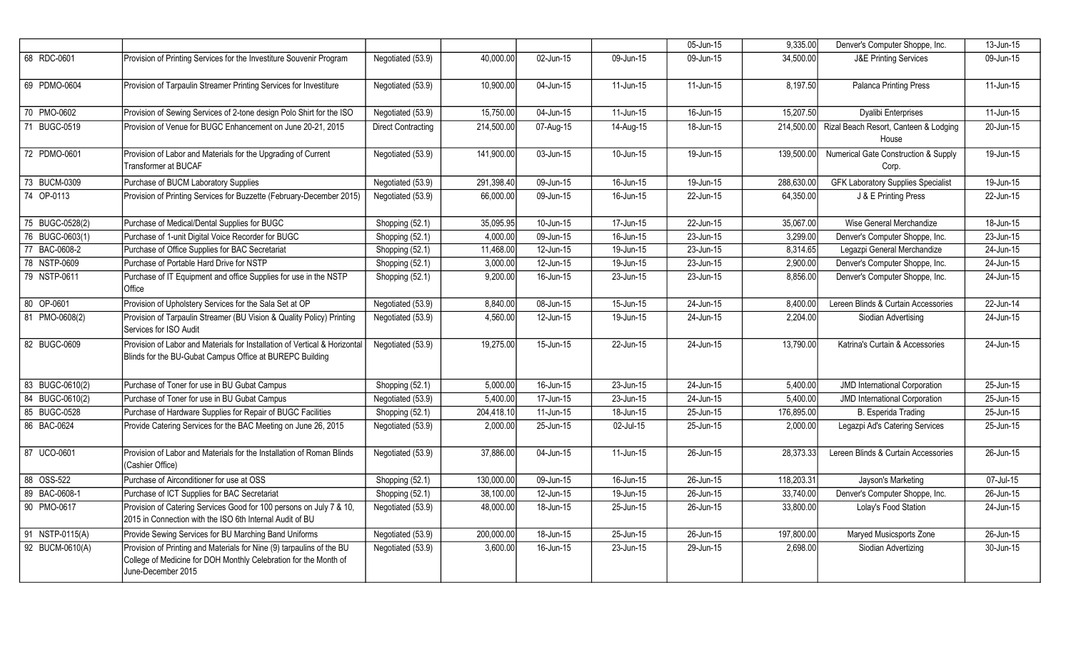| | | | | | | | | | |
|---|---|---|---|---|---|---|---|---|---|
| | | | | | | 05-Jun-15 | 9,335.00 | Denver's Computer Shoppe, Inc. | 13-Jun-15 |
| 68 RDC-0601 | Provision of Printing Services for the Investiture Souvenir Program | Negotiated (53.9) | 40,000.00 | 02-Jun-15 | 09-Jun-15 | 09-Jun-15 | 34,500.00 | J&E Printing Services | 09-Jun-15 |
| 69 PDMO-0604 | Provision of Tarpaulin Streamer Printing Services for Investiture | Negotiated (53.9) | 10,900.00 | 04-Jun-15 | 11-Jun-15 | 11-Jun-15 | 8,197.50 | Palanca Printing Press | 11-Jun-15 |
| 70 PMO-0602 | Provision of Sewing Services of 2-tone design Polo Shirt for the ISO | Negotiated (53.9) | 15,750.00 | 04-Jun-15 | 11-Jun-15 | 16-Jun-15 | 15,207.50 | Dyalibi Enterprises | 11-Jun-15 |
| 71 BUGC-0519 | Provision of Venue for BUGC Enhancement on June 20-21, 2015 | Direct Contracting | 214,500.00 | 07-Aug-15 | 14-Aug-15 | 18-Jun-15 | 214,500.00 | Rizal Beach Resort, Canteen & Lodging House | 20-Jun-15 |
| 72 PDMO-0601 | Provision of Labor and Materials for the Upgrading of Current Transformer at BUCAF | Negotiated (53.9) | 141,900.00 | 03-Jun-15 | 10-Jun-15 | 19-Jun-15 | 139,500.00 | Numerical Gate Construction & Supply Corp. | 19-Jun-15 |
| 73 BUCM-0309 | Purchase of BUCM Laboratory Supplies | Negotiated (53.9) | 291,398.40 | 09-Jun-15 | 16-Jun-15 | 19-Jun-15 | 288,630.00 | GFK Laboratory Supplies Specialist | 19-Jun-15 |
| 74 OP-0113 | Provision of Printing Services for Buzzette (February-December 2015) | Negotiated (53.9) | 66,000.00 | 09-Jun-15 | 16-Jun-15 | 22-Jun-15 | 64,350.00 | J & E Printing Press | 22-Jun-15 |
| 75 BUGC-0528(2) | Purchase of Medical/Dental Supplies for BUGC | Shopping (52.1) | 35,095.95 | 10-Jun-15 | 17-Jun-15 | 22-Jun-15 | 35,067.00 | Wise General Merchandize | 18-Jun-15 |
| 76 BUGC-0603(1) | Purchase of 1-unit Digital Voice Recorder for BUGC | Shopping (52.1) | 4,000.00 | 09-Jun-15 | 16-Jun-15 | 23-Jun-15 | 3,299.00 | Denver's Computer Shoppe, Inc. | 23-Jun-15 |
| 77 BAC-0608-2 | Purchase of Office Supplies for BAC Secretariat | Shopping (52.1) | 11,468.00 | 12-Jun-15 | 19-Jun-15 | 23-Jun-15 | 8,314.65 | Legazpi General Merchandize | 24-Jun-15 |
| 78 NSTP-0609 | Purchase of Portable Hard Drive for NSTP | Shopping (52.1) | 3,000.00 | 12-Jun-15 | 19-Jun-15 | 23-Jun-15 | 2,900.00 | Denver's Computer Shoppe, Inc. | 24-Jun-15 |
| 79 NSTP-0611 | Purchase of IT Equipment and office Supplies for use in the NSTP Office | Shopping (52.1) | 9,200.00 | 16-Jun-15 | 23-Jun-15 | 23-Jun-15 | 8,856.00 | Denver's Computer Shoppe, Inc. | 24-Jun-15 |
| 80 OP-0601 | Provision of Upholstery Services for the Sala Set at OP | Negotiated (53.9) | 8,840.00 | 08-Jun-15 | 15-Jun-15 | 24-Jun-15 | 8,400.00 | Lereen Blinds & Curtain Accessories | 22-Jun-14 |
| 81 PMO-0608(2) | Provision of Tarpaulin Streamer (BU Vision & Quality Policy) Printing Services for ISO Audit | Negotiated (53.9) | 4,560.00 | 12-Jun-15 | 19-Jun-15 | 24-Jun-15 | 2,204.00 | Siodian Advertising | 24-Jun-15 |
| 82 BUGC-0609 | Provision of Labor and Materials for Installation of Vertical & Horizontal Blinds for the BU-Gubat Campus Office at BUREPC Building | Negotiated (53.9) | 19,275.00 | 15-Jun-15 | 22-Jun-15 | 24-Jun-15 | 13,790.00 | Katrina's Curtain & Accessories | 24-Jun-15 |
| 83 BUGC-0610(2) | Purchase of Toner for use in BU Gubat Campus | Shopping (52.1) | 5,000.00 | 16-Jun-15 | 23-Jun-15 | 24-Jun-15 | 5,400.00 | JMD International Corporation | 25-Jun-15 |
| 84 BUGC-0610(2) | Purchase of Toner for use in BU Gubat Campus | Negotiated (53.9) | 5,400.00 | 17-Jun-15 | 23-Jun-15 | 24-Jun-15 | 5,400.00 | JMD International Corporation | 25-Jun-15 |
| 85 BUGC-0528 | Purchase of Hardware Supplies for Repair of BUGC Facilities | Shopping (52.1) | 204,418.10 | 11-Jun-15 | 18-Jun-15 | 25-Jun-15 | 176,895.00 | B. Esperida Trading | 25-Jun-15 |
| 86 BAC-0624 | Provide Catering Services for the BAC Meeting on June 26, 2015 | Negotiated (53.9) | 2,000.00 | 25-Jun-15 | 02-Jul-15 | 25-Jun-15 | 2,000.00 | Legazpi Ad's Catering Services | 25-Jun-15 |
| 87 UCO-0601 | Provision of Labor and Materials for the Installation of Roman Blinds (Cashier Office) | Negotiated (53.9) | 37,886.00 | 04-Jun-15 | 11-Jun-15 | 26-Jun-15 | 28,373.33 | Lereen Blinds & Curtain Accessories | 26-Jun-15 |
| 88 OSS-522 | Purchase of Airconditioner for use at OSS | Shopping (52.1) | 130,000.00 | 09-Jun-15 | 16-Jun-15 | 26-Jun-15 | 118,203.31 | Jayson's Marketing | 07-Jul-15 |
| 89 BAC-0608-1 | Purchase of ICT Supplies for BAC Secretariat | Shopping (52.1) | 38,100.00 | 12-Jun-15 | 19-Jun-15 | 26-Jun-15 | 33,740.00 | Denver's Computer Shoppe, Inc. | 26-Jun-15 |
| 90 PMO-0617 | Provision of Catering Services Good for 100 persons on July 7 & 10, 2015 in Connection with the ISO 6th Internal Audit of BU | Negotiated (53.9) | 48,000.00 | 18-Jun-15 | 25-Jun-15 | 26-Jun-15 | 33,800.00 | Lolay's Food Station | 24-Jun-15 |
| 91 NSTP-0115(A) | Provide Sewing Services for BU Marching Band Uniforms | Negotiated (53.9) | 200,000.00 | 18-Jun-15 | 25-Jun-15 | 26-Jun-15 | 197,800.00 | Maryed Musicsports Zone | 26-Jun-15 |
| 92 BUCM-0610(A) | Provision of Printing and Materials for Nine (9) tarpaulins of the BU College of Medicine for DOH Monthly Celebration for the Month of June-December 2015 | Negotiated (53.9) | 3,600.00 | 16-Jun-15 | 23-Jun-15 | 29-Jun-15 | 2,698.00 | Siodian Advertizing | 30-Jun-15 |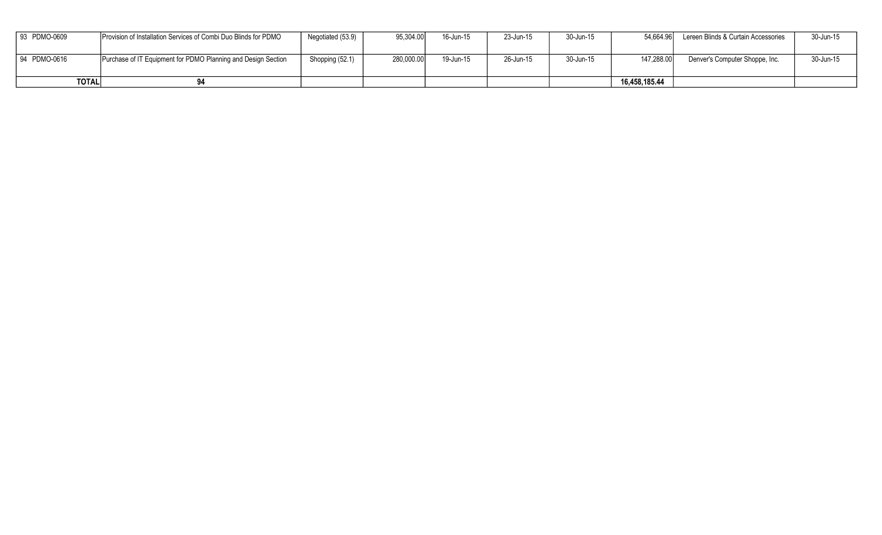| | | | | | | | | | |
|---|---|---|---|---|---|---|---|---|---|
| 93 PDMO-0609 | Provision of Installation Services of Combi Duo Blinds for PDMO | Negotiated (53.9) | 95,304.00 | 16-Jun-15 | 23-Jun-15 | 30-Jun-15 | 54,664.96 | Lereen Blinds & Curtain Accessories | 30-Jun-15 |
| 94 PDMO-0616 | Purchase of IT Equipment for PDMO Planning and Design Section | Shopping (52.1) | 280,000.00 | 19-Jun-15 | 26-Jun-15 | 30-Jun-15 | 147,288.00 | Denver's Computer Shoppe, Inc. | 30-Jun-15 |
| **TOTAL** | **94** | | | | | | **16,458,185.44** | | |